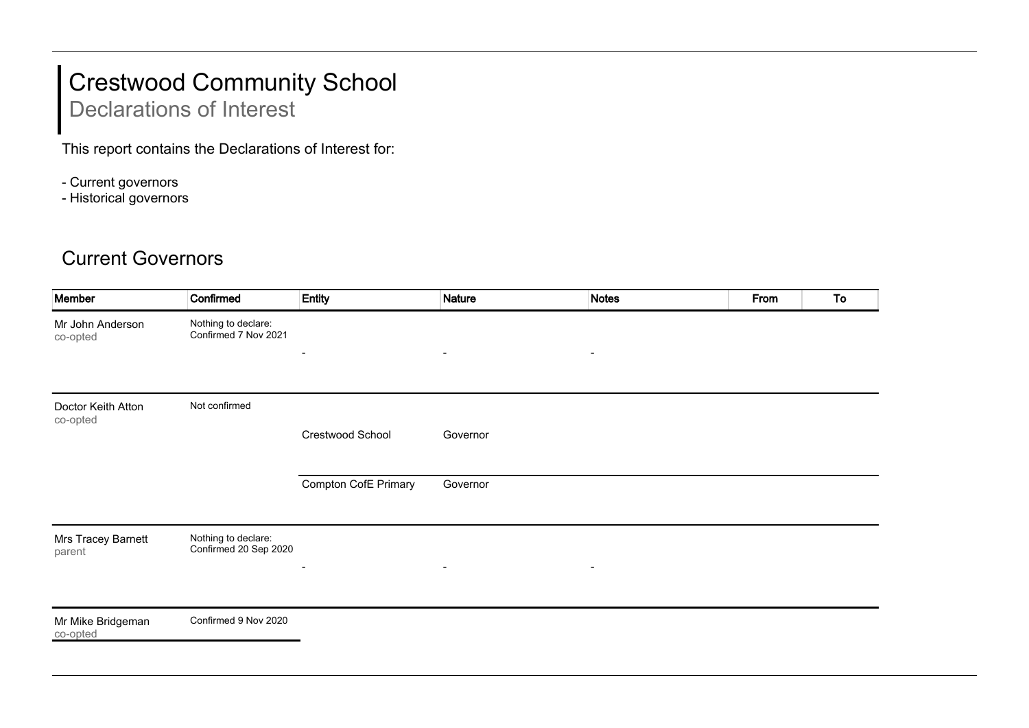# Crestwood Community School

## Declarations of Interest

This report contains the Declarations of Interest for:

- Current governors
- Historical governors

## Current Governors

| Member | Confirmed | Entity | Nature | Notes | From | To |
|---|---|---|---|---|---|---|
| Mr John Anderson<br>co-opted | Nothing to declare:<br>Confirmed 7 Nov 2021 | - | - | - | | |
| Doctor Keith Atton<br>co-opted | Not confirmed | Crestwood School | Governor | | | |
| | | Compton CofE Primary | Governor | | | |
| Mrs Tracey Barnett<br>parent | Nothing to declare:<br>Confirmed 20 Sep 2020 | - | - | - | | |
| Mr Mike Bridgeman<br>co-opted | Confirmed 9 Nov 2020 | | | | | |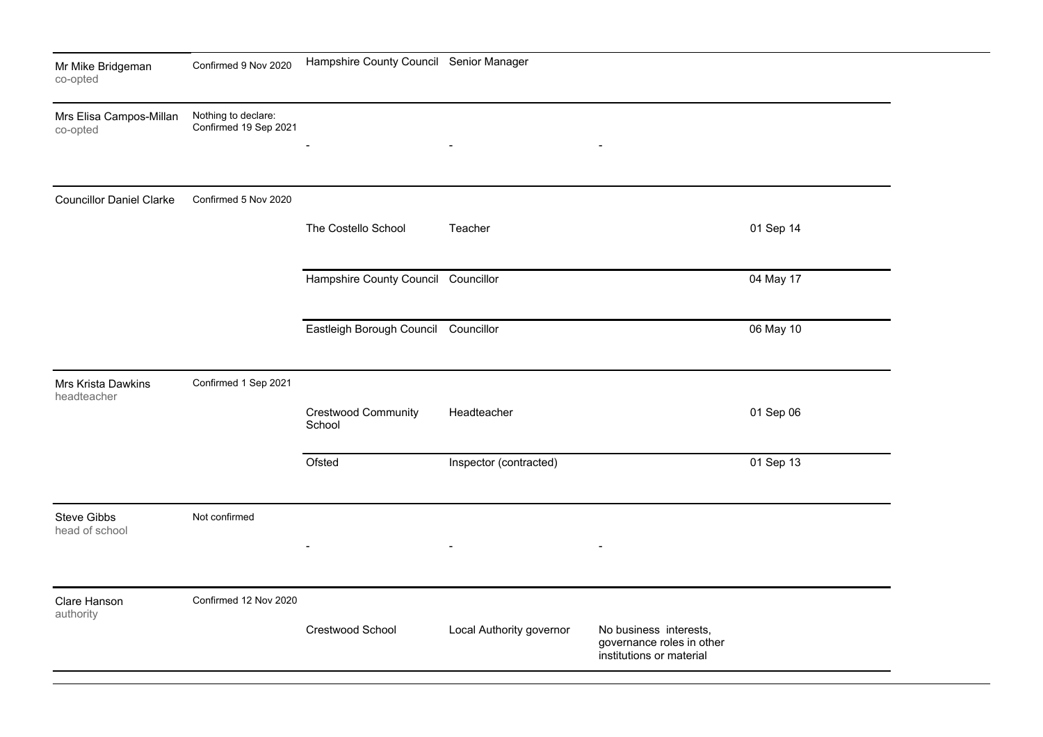| | | | | | |
|---|---|---|---|---|---|
| Mr Mike Bridgeman<br>co-opted | Confirmed 9 Nov 2020 | Hampshire County Council | Senior Manager | | |
| Mrs Elisa Campos-Millan<br>co-opted | Nothing to declare:<br>Confirmed 19 Sep 2021 | - | - | - | |
| Councillor Daniel Clarke | Confirmed 5 Nov 2020 | | | | |
| | | The Costello School | Teacher | | 01 Sep 14 |
| | | Hampshire County Council | Councillor | | 04 May 17 |
| | | Eastleigh Borough Council | Councillor | | 06 May 10 |
| Mrs Krista Dawkins<br>headteacher | Confirmed 1 Sep 2021 | | | | |
| | | Crestwood Community School | Headteacher | | 01 Sep 06 |
| | | Ofsted | Inspector (contracted) | | 01 Sep 13 |
| Steve Gibbs<br>head of school | Not confirmed | - | - | - | |
| Clare Hanson<br>authority | Confirmed 12 Nov 2020 | | | | |
| | | Crestwood School | Local Authority governor | No business interests, governance roles in other institutions or material | |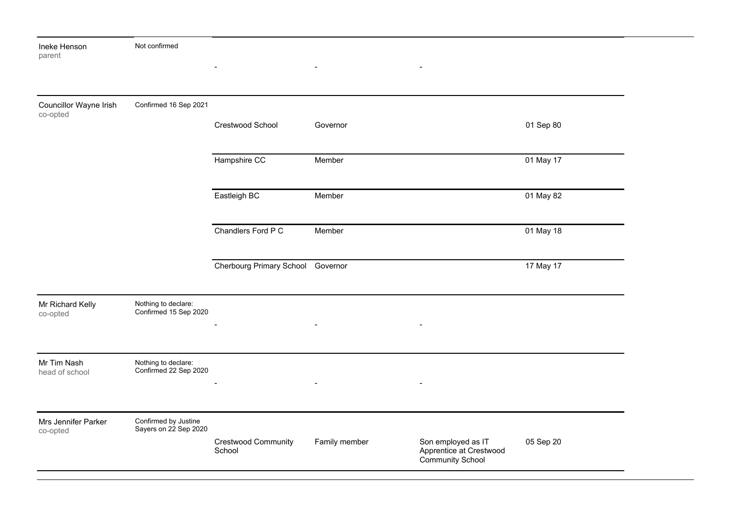| | | | | | |
|---|---|---|---|---|---|
| Ineke Henson<br>parent | Not confirmed | - | - | - | |
| Councillor Wayne Irish<br>co-opted | Confirmed 16 Sep 2021 | Crestwood School | Governor | | 01 Sep 80 |
| | | Hampshire CC | Member | | 01 May 17 |
| | | Eastleigh BC | Member | | 01 May 82 |
| | | Chandlers Ford P C | Member | | 01 May 18 |
| | | Cherbourg Primary School | Governor | | 17 May 17 |
| Mr Richard Kelly<br>co-opted | Nothing to declare:<br>Confirmed 15 Sep 2020 | - | - | - | |
| Mr Tim Nash<br>head of school | Nothing to declare:<br>Confirmed 22 Sep 2020 | - | - | - | |
| Mrs Jennifer Parker<br>co-opted | Confirmed by Justine Sayers on 22 Sep 2020 | Crestwood Community School | Family member | Son employed as IT Apprentice at Crestwood Community School | 05 Sep 20 |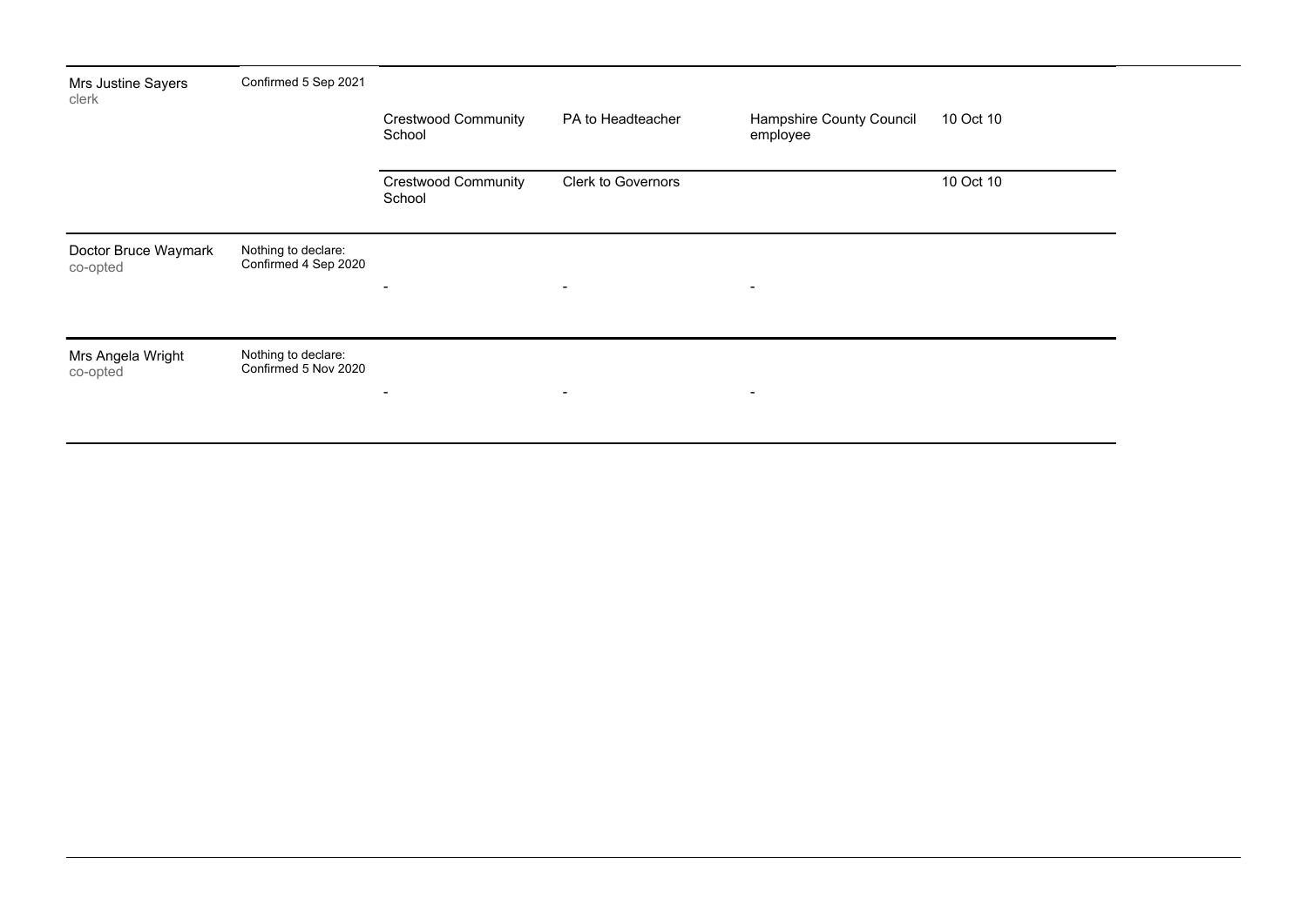| | | | | | |
|---|---|---|---|---|---|
| Mrs Justine Sayers<br>clerk | Confirmed 5 Sep 2021 | | | | |
| | | Crestwood Community School | PA to Headteacher | Hampshire County Council employee | 10 Oct 10 |
| | | Crestwood Community School | Clerk to Governors | | 10 Oct 10 |
| Doctor Bruce Waymark<br>co-opted | Nothing to declare:<br>Confirmed 4 Sep 2020 | - | - | - | |
| Mrs Angela Wright<br>co-opted | Nothing to declare:<br>Confirmed 5 Nov 2020 | - | - | - | |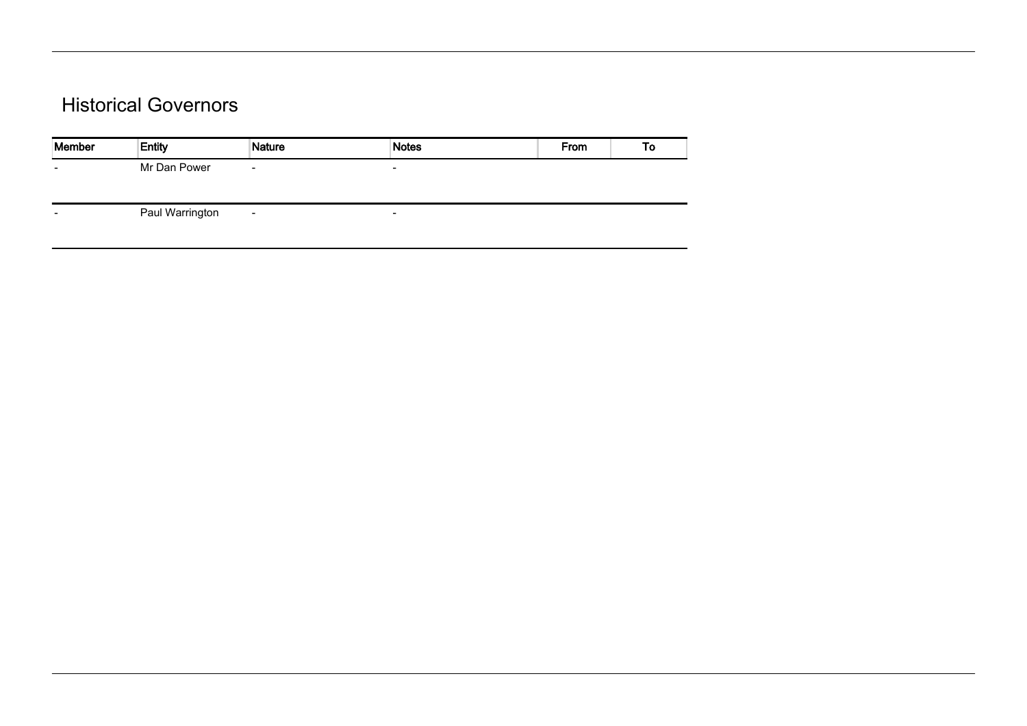## Historical Governors

| Member | Entity | Nature | Notes | From | To |
|---|---|---|---|---|---|
| - | Mr Dan Power | - | - | | |
| - | Paul Warrington | - | - | | |